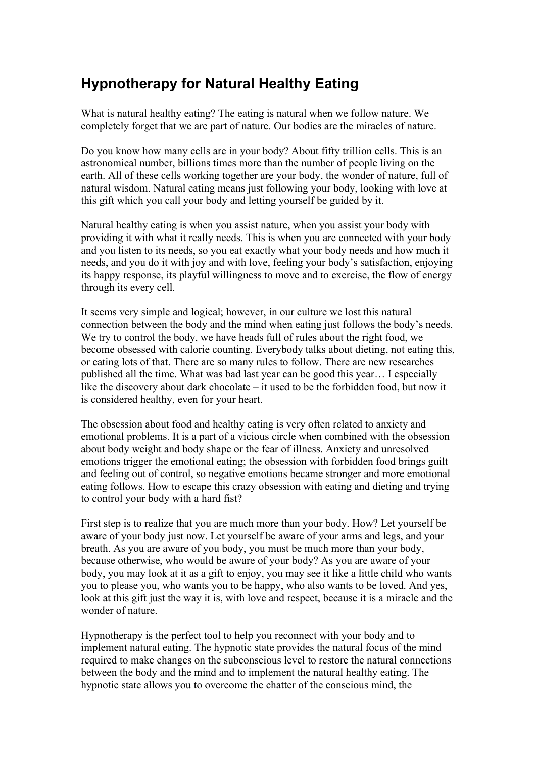# Hypnotherapy for Natural Healthy Eating

What is natural healthy eating? The eating is natural when we follow nature. We completely forget that we are part of nature. Our bodies are the miracles of nature.

Do you know how many cells are in your body? About fifty trillion cells. This is an astronomical number, billions times more than the number of people living on the earth. All of these cells working together are your body, the wonder of nature, full of natural wisdom. Natural eating means just following your body, looking with love at this gift which you call your body and letting yourself be guided by it.

Natural healthy eating is when you assist nature, when you assist your body with providing it with what it really needs. This is when you are connected with your body and you listen to its needs, so you eat exactly what your body needs and how much it needs, and you do it with joy and with love, feeling your body's satisfaction, enjoying its happy response, its playful willingness to move and to exercise, the flow of energy through its every cell.

It seems very simple and logical; however, in our culture we lost this natural connection between the body and the mind when eating just follows the body's needs. We try to control the body, we have heads full of rules about the right food, we become obsessed with calorie counting. Everybody talks about dieting, not eating this, or eating lots of that. There are so many rules to follow. There are new researches published all the time. What was bad last year can be good this year… I especially like the discovery about dark chocolate – it used to be the forbidden food, but now it is considered healthy, even for your heart.

The obsession about food and healthy eating is very often related to anxiety and emotional problems. It is a part of a vicious circle when combined with the obsession about body weight and body shape or the fear of illness. Anxiety and unresolved emotions trigger the emotional eating; the obsession with forbidden food brings guilt and feeling out of control, so negative emotions became stronger and more emotional eating follows. How to escape this crazy obsession with eating and dieting and trying to control your body with a hard fist?

First step is to realize that you are much more than your body. How? Let yourself be aware of your body just now. Let yourself be aware of your arms and legs, and your breath. As you are aware of you body, you must be much more than your body, because otherwise, who would be aware of your body? As you are aware of your body, you may look at it as a gift to enjoy, you may see it like a little child who wants you to please you, who wants you to be happy, who also wants to be loved. And yes, look at this gift just the way it is, with love and respect, because it is a miracle and the wonder of nature.

Hypnotherapy is the perfect tool to help you reconnect with your body and to implement natural eating. The hypnotic state provides the natural focus of the mind required to make changes on the subconscious level to restore the natural connections between the body and the mind and to implement the natural healthy eating. The hypnotic state allows you to overcome the chatter of the conscious mind, the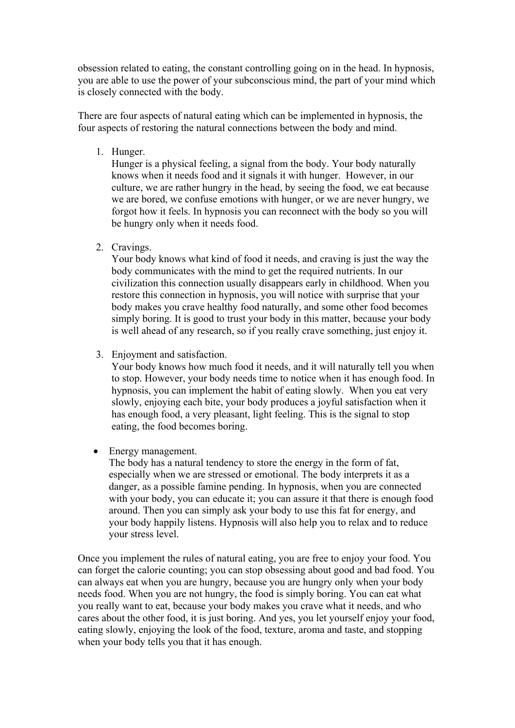obsession related to eating, the constant controlling going on in the head. In hypnosis, you are able to use the power of your subconscious mind, the part of your mind which is closely connected with the body.

There are four aspects of natural eating which can be implemented in hypnosis, the four aspects of restoring the natural connections between the body and mind.

1. Hunger.
   Hunger is a physical feeling, a signal from the body. Your body naturally knows when it needs food and it signals it with hunger. However, in our culture, we are rather hungry in the head, by seeing the food, we eat because we are bored, we confuse emotions with hunger, or we are never hungry, we forgot how it feels. In hypnosis you can reconnect with the body so you will be hungry only when it needs food.

2. Cravings.
   Your body knows what kind of food it needs, and craving is just the way the body communicates with the mind to get the required nutrients. In our civilization this connection usually disappears early in childhood. When you restore this connection in hypnosis, you will notice with surprise that your body makes you crave healthy food naturally, and some other food becomes simply boring. It is good to trust your body in this matter, because your body is well ahead of any research, so if you really crave something, just enjoy it.

3. Enjoyment and satisfaction.
   Your body knows how much food it needs, and it will naturally tell you when to stop. However, your body needs time to notice when it has enough food. In hypnosis, you can implement the habit of eating slowly. When you eat very slowly, enjoying each bite, your body produces a joyful satisfaction when it has enough food, a very pleasant, light feeling. This is the signal to stop eating, the food becomes boring.

- Energy management.
  The body has a natural tendency to store the energy in the form of fat, especially when we are stressed or emotional. The body interprets it as a danger, as a possible famine pending. In hypnosis, when you are connected with your body, you can educate it; you can assure it that there is enough food around. Then you can simply ask your body to use this fat for energy, and your body happily listens. Hypnosis will also help you to relax and to reduce your stress level.

Once you implement the rules of natural eating, you are free to enjoy your food. You can forget the calorie counting; you can stop obsessing about good and bad food. You can always eat when you are hungry, because you are hungry only when your body needs food. When you are not hungry, the food is simply boring. You can eat what you really want to eat, because your body makes you crave what it needs, and who cares about the other food, it is just boring. And yes, you let yourself enjoy your food, eating slowly, enjoying the look of the food, texture, aroma and taste, and stopping when your body tells you that it has enough.